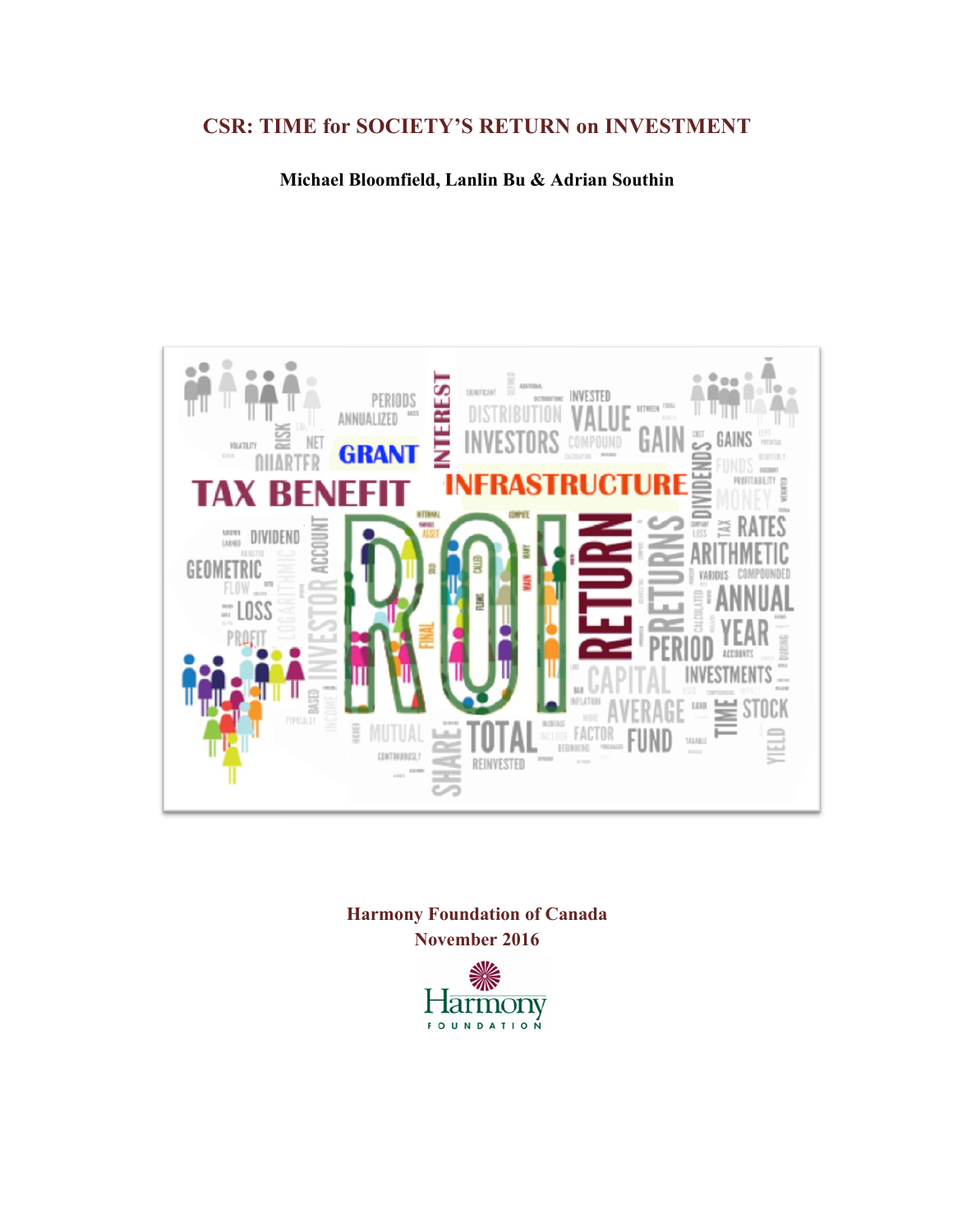# CSR: TIME for SOCIETY'S RETURN on INVESTMENT

**Michael Bloomfield, Lanlin Bu & Adrian Southin**

**Harmony Foundation of Canada**
**November 2016**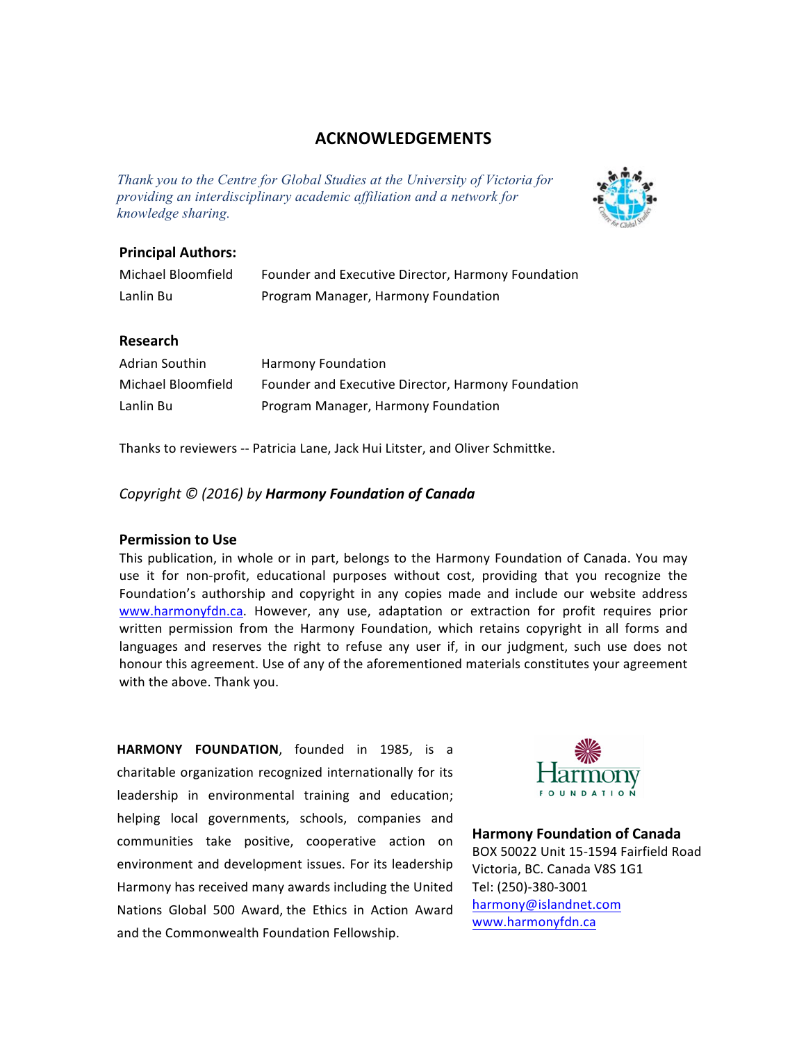# ACKNOWLEDGEMENTS

*Thank you to the Centre for Global Studies at the University of Victoria for providing an interdisciplinary academic affiliation and a network for knowledge sharing.*

### Principal Authors:

| | |
|---|---|
| Michael Bloomfield | Founder and Executive Director, Harmony Foundation |
| Lanlin Bu | Program Manager, Harmony Foundation |

### Research

| | |
|---|---|
| Adrian Southin | Harmony Foundation |
| Michael Bloomfield | Founder and Executive Director, Harmony Foundation |
| Lanlin Bu | Program Manager, Harmony Foundation |

Thanks to reviewers -- Patricia Lane, Jack Hui Litster, and Oliver Schmittke.

*Copyright © (2016) by **Harmony Foundation of Canada***

### Permission to Use

This publication, in whole or in part, belongs to the Harmony Foundation of Canada. You may use it for non-profit, educational purposes without cost, providing that you recognize the Foundation's authorship and copyright in any copies made and include our website address www.harmonyfdn.ca. However, any use, adaptation or extraction for profit requires prior written permission from the Harmony Foundation, which retains copyright in all forms and languages and reserves the right to refuse any user if, in our judgment, such use does not honour this agreement. Use of any of the aforementioned materials constitutes your agreement with the above. Thank you.

**HARMONY FOUNDATION**, founded in 1985, is a charitable organization recognized internationally for its leadership in environmental training and education; helping local governments, schools, companies and communities take positive, cooperative action on environment and development issues. For its leadership Harmony has received many awards including the United Nations Global 500 Award, the Ethics in Action Award and the Commonwealth Foundation Fellowship.

**Harmony Foundation of Canada**
BOX 50022 Unit 15-1594 Fairfield Road
Victoria, BC. Canada V8S 1G1
Tel: (250)-380-3001
harmony@islandnet.com
www.harmonyfdn.ca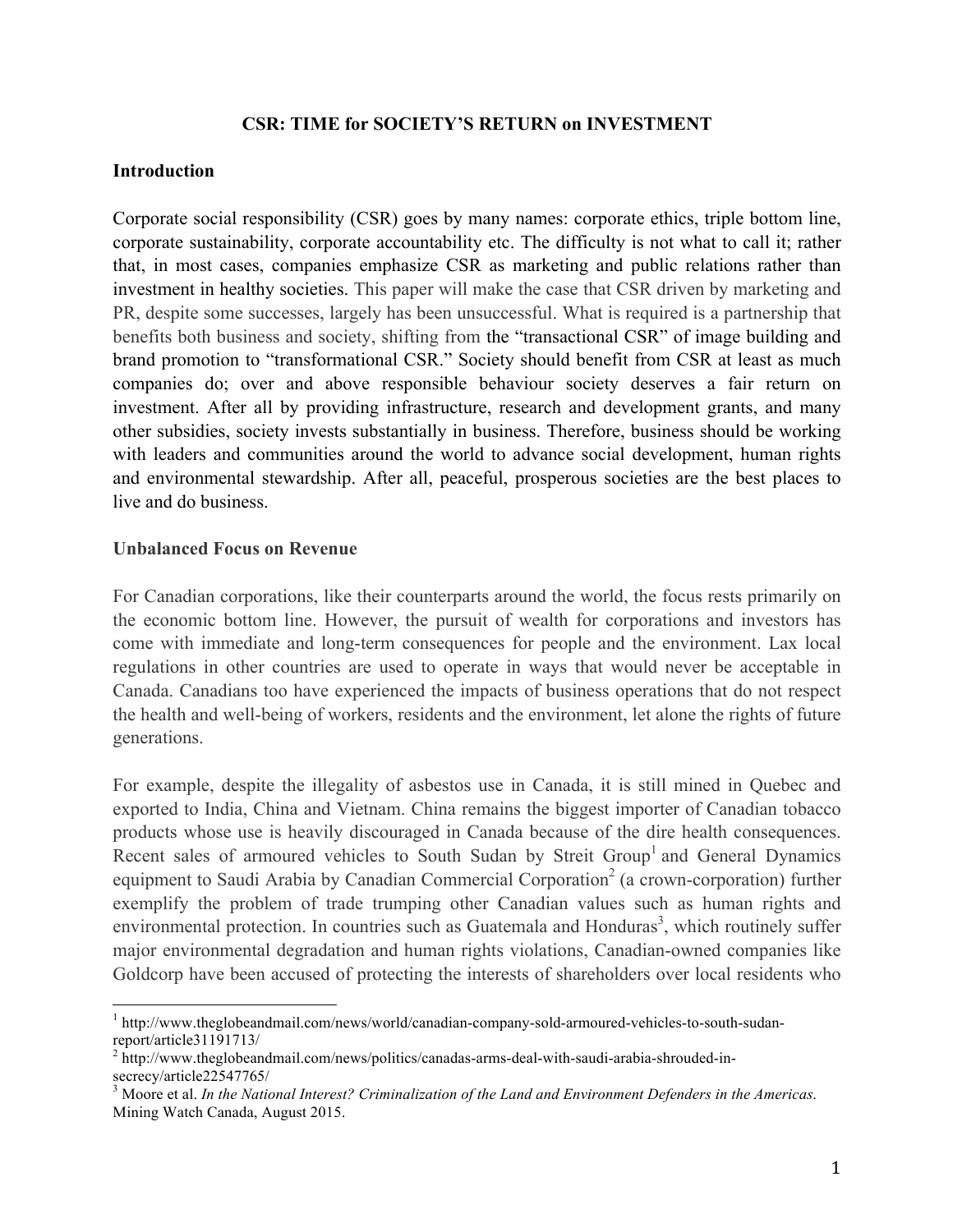## CSR: TIME for SOCIETY'S RETURN on INVESTMENT

### Introduction

Corporate social responsibility (CSR) goes by many names: corporate ethics, triple bottom line, corporate sustainability, corporate accountability etc. The difficulty is not what to call it; rather that, in most cases, companies emphasize CSR as marketing and public relations rather than investment in healthy societies. This paper will make the case that CSR driven by marketing and PR, despite some successes, largely has been unsuccessful. What is required is a partnership that benefits both business and society, shifting from the "transactional CSR" of image building and brand promotion to "transformational CSR." Society should benefit from CSR at least as much companies do; over and above responsible behaviour society deserves a fair return on investment. After all by providing infrastructure, research and development grants, and many other subsidies, society invests substantially in business. Therefore, business should be working with leaders and communities around the world to advance social development, human rights and environmental stewardship. After all, peaceful, prosperous societies are the best places to live and do business.

### Unbalanced Focus on Revenue

For Canadian corporations, like their counterparts around the world, the focus rests primarily on the economic bottom line. However, the pursuit of wealth for corporations and investors has come with immediate and long-term consequences for people and the environment. Lax local regulations in other countries are used to operate in ways that would never be acceptable in Canada. Canadians too have experienced the impacts of business operations that do not respect the health and well-being of workers, residents and the environment, let alone the rights of future generations.

For example, despite the illegality of asbestos use in Canada, it is still mined in Quebec and exported to India, China and Vietnam. China remains the biggest importer of Canadian tobacco products whose use is heavily discouraged in Canada because of the dire health consequences. Recent sales of armoured vehicles to South Sudan by Streit Group[1] and General Dynamics equipment to Saudi Arabia by Canadian Commercial Corporation[2] (a crown-corporation) further exemplify the problem of trade trumping other Canadian values such as human rights and environmental protection. In countries such as Guatemala and Honduras[3], which routinely suffer major environmental degradation and human rights violations, Canadian-owned companies like Goldcorp have been accused of protecting the interests of shareholders over local residents who

---

[1] http://www.theglobeandmail.com/news/world/canadian-company-sold-armoured-vehicles-to-south-sudan-report/article31191713/

[2] http://www.theglobeandmail.com/news/politics/canadas-arms-deal-with-saudi-arabia-shrouded-in-secrecy/article22547765/

[3] Moore et al. *In the National Interest? Criminalization of the Land and Environment Defenders in the Americas*. Mining Watch Canada, August 2015.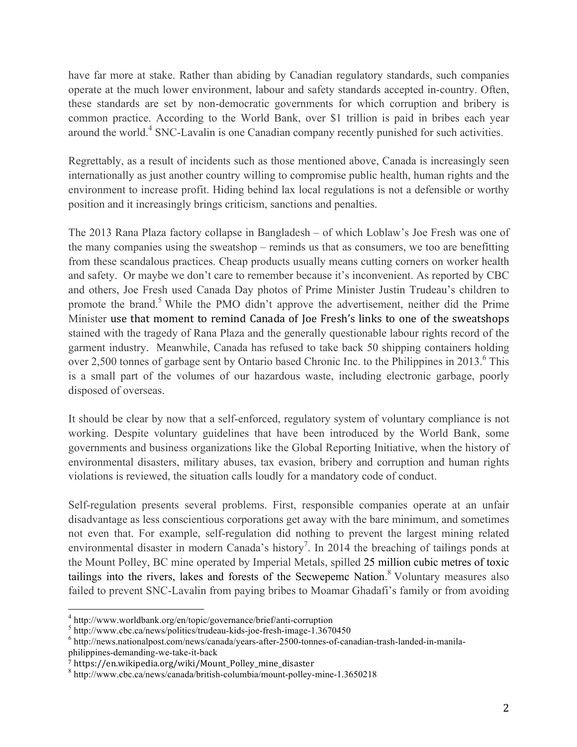have far more at stake. Rather than abiding by Canadian regulatory standards, such companies operate at the much lower environment, labour and safety standards accepted in-country. Often, these standards are set by non-democratic governments for which corruption and bribery is common practice. According to the World Bank, over $1 trillion is paid in bribes each year around the world.[4] SNC-Lavalin is one Canadian company recently punished for such activities.

Regrettably, as a result of incidents such as those mentioned above, Canada is increasingly seen internationally as just another country willing to compromise public health, human rights and the environment to increase profit. Hiding behind lax local regulations is not a defensible or worthy position and it increasingly brings criticism, sanctions and penalties.

The 2013 Rana Plaza factory collapse in Bangladesh – of which Loblaw's Joe Fresh was one of the many companies using the sweatshop – reminds us that as consumers, we too are benefitting from these scandalous practices. Cheap products usually means cutting corners on worker health and safety. Or maybe we don't care to remember because it's inconvenient. As reported by CBC and others, Joe Fresh used Canada Day photos of Prime Minister Justin Trudeau's children to promote the brand.[5] While the PMO didn't approve the advertisement, neither did the Prime Minister use that moment to remind Canada of Joe Fresh's links to one of the sweatshops stained with the tragedy of Rana Plaza and the generally questionable labour rights record of the garment industry. Meanwhile, Canada has refused to take back 50 shipping containers holding over 2,500 tonnes of garbage sent by Ontario based Chronic Inc. to the Philippines in 2013.[6] This is a small part of the volumes of our hazardous waste, including electronic garbage, poorly disposed of overseas.

It should be clear by now that a self-enforced, regulatory system of voluntary compliance is not working. Despite voluntary guidelines that have been introduced by the World Bank, some governments and business organizations like the Global Reporting Initiative, when the history of environmental disasters, military abuses, tax evasion, bribery and corruption and human rights violations is reviewed, the situation calls loudly for a mandatory code of conduct.

Self-regulation presents several problems. First, responsible companies operate at an unfair disadvantage as less conscientious corporations get away with the bare minimum, and sometimes not even that. For example, self-regulation did nothing to prevent the largest mining related environmental disaster in modern Canada's history[7]. In 2014 the breaching of tailings ponds at the Mount Polley, BC mine operated by Imperial Metals, spilled 25 million cubic metres of toxic tailings into the rivers, lakes and forests of the Secwepemc Nation.[8] Voluntary measures also failed to prevent SNC-Lavalin from paying bribes to Moamar Ghadafi's family or from avoiding

---

[4] http://www.worldbank.org/en/topic/governance/brief/anti-corruption

[5] http://www.cbc.ca/news/politics/trudeau-kids-joe-fresh-image-1.3670450

[6] http://news.nationalpost.com/news/canada/years-after-2500-tonnes-of-canadian-trash-landed-in-manila-philippines-demanding-we-take-it-back

[7] https://en.wikipedia.org/wiki/Mount_Polley_mine_disaster

[8] http://www.cbc.ca/news/canada/british-columbia/mount-polley-mine-1.3650218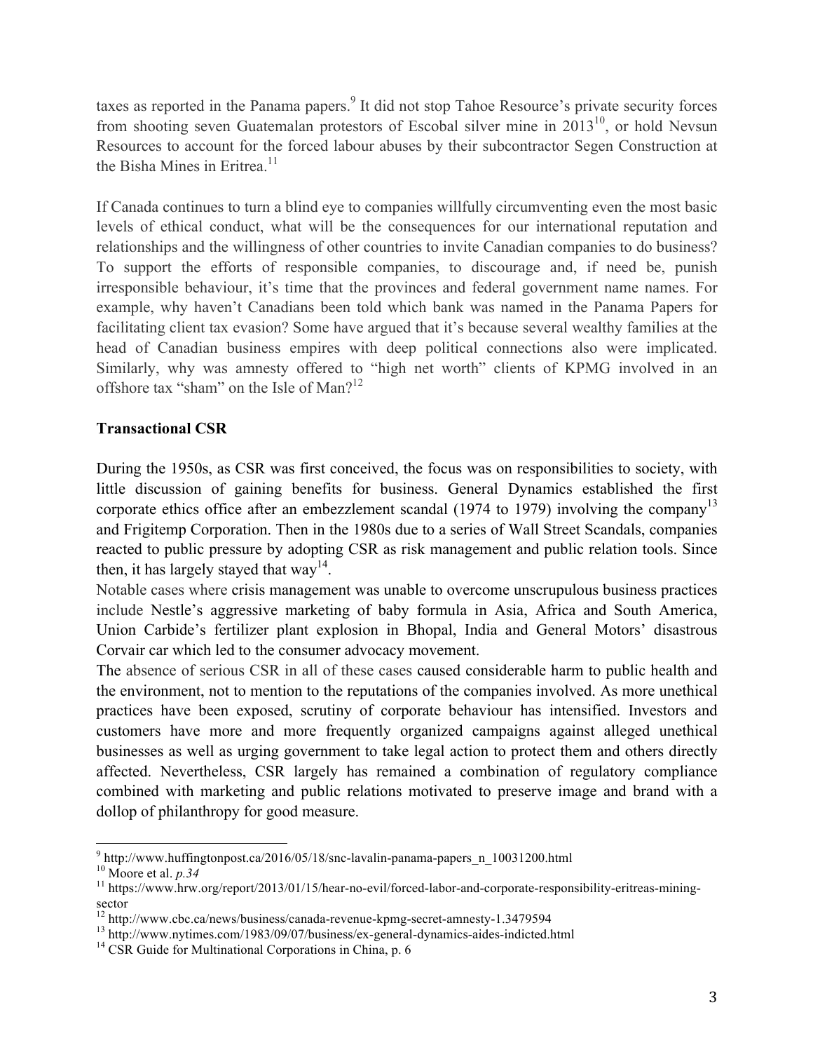taxes as reported in the Panama papers.[9] It did not stop Tahoe Resource's private security forces from shooting seven Guatemalan protestors of Escobal silver mine in 2013[10], or hold Nevsun Resources to account for the forced labour abuses by their subcontractor Segen Construction at the Bisha Mines in Eritrea.[11]

If Canada continues to turn a blind eye to companies willfully circumventing even the most basic levels of ethical conduct, what will be the consequences for our international reputation and relationships and the willingness of other countries to invite Canadian companies to do business? To support the efforts of responsible companies, to discourage and, if need be, punish irresponsible behaviour, it's time that the provinces and federal government name names. For example, why haven't Canadians been told which bank was named in the Panama Papers for facilitating client tax evasion? Some have argued that it's because several wealthy families at the head of Canadian business empires with deep political connections also were implicated. Similarly, why was amnesty offered to "high net worth" clients of KPMG involved in an offshore tax "sham" on the Isle of Man?[12]

**Transactional CSR**

During the 1950s, as CSR was first conceived, the focus was on responsibilities to society, with little discussion of gaining benefits for business. General Dynamics established the first corporate ethics office after an embezzlement scandal (1974 to 1979) involving the company[13] and Frigitemp Corporation. Then in the 1980s due to a series of Wall Street Scandals, companies reacted to public pressure by adopting CSR as risk management and public relation tools. Since then, it has largely stayed that way[14].

Notable cases where crisis management was unable to overcome unscrupulous business practices include Nestle's aggressive marketing of baby formula in Asia, Africa and South America, Union Carbide's fertilizer plant explosion in Bhopal, India and General Motors' disastrous Corvair car which led to the consumer advocacy movement.

The absence of serious CSR in all of these cases caused considerable harm to public health and the environment, not to mention to the reputations of the companies involved. As more unethical practices have been exposed, scrutiny of corporate behaviour has intensified. Investors and customers have more and more frequently organized campaigns against alleged unethical businesses as well as urging government to take legal action to protect them and others directly affected. Nevertheless, CSR largely has remained a combination of regulatory compliance combined with marketing and public relations motivated to preserve image and brand with a dollop of philanthropy for good measure.

---

[9] http://www.huffingtonpost.ca/2016/05/18/snc-lavalin-panama-papers_n_10031200.html

[10] Moore et al. *p.34*

[11] https://www.hrw.org/report/2013/01/15/hear-no-evil/forced-labor-and-corporate-responsibility-eritreas-mining-sector

[12] http://www.cbc.ca/news/business/canada-revenue-kpmg-secret-amnesty-1.3479594

[13] http://www.nytimes.com/1983/09/07/business/ex-general-dynamics-aides-indicted.html

[14] CSR Guide for Multinational Corporations in China, p. 6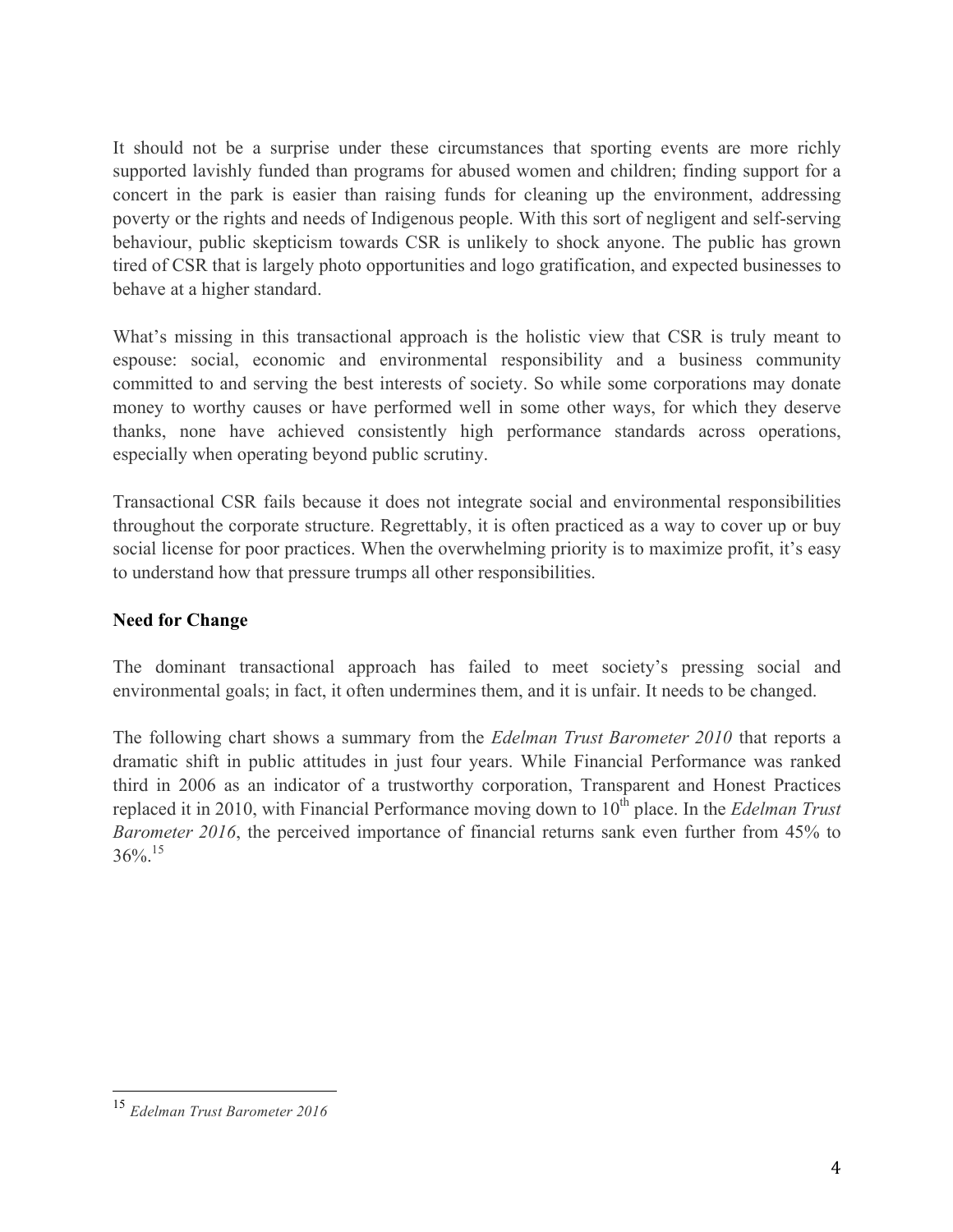It should not be a surprise under these circumstances that sporting events are more richly supported lavishly funded than programs for abused women and children; finding support for a concert in the park is easier than raising funds for cleaning up the environment, addressing poverty or the rights and needs of Indigenous people. With this sort of negligent and self-serving behaviour, public skepticism towards CSR is unlikely to shock anyone. The public has grown tired of CSR that is largely photo opportunities and logo gratification, and expected businesses to behave at a higher standard.

What's missing in this transactional approach is the holistic view that CSR is truly meant to espouse: social, economic and environmental responsibility and a business community committed to and serving the best interests of society. So while some corporations may donate money to worthy causes or have performed well in some other ways, for which they deserve thanks, none have achieved consistently high performance standards across operations, especially when operating beyond public scrutiny.

Transactional CSR fails because it does not integrate social and environmental responsibilities throughout the corporate structure. Regrettably, it is often practiced as a way to cover up or buy social license for poor practices. When the overwhelming priority is to maximize profit, it's easy to understand how that pressure trumps all other responsibilities.

**Need for Change**

The dominant transactional approach has failed to meet society's pressing social and environmental goals; in fact, it often undermines them, and it is unfair. It needs to be changed.

The following chart shows a summary from the *Edelman Trust Barometer 2010* that reports a dramatic shift in public attitudes in just four years. While Financial Performance was ranked third in 2006 as an indicator of a trustworthy corporation, Transparent and Honest Practices replaced it in 2010, with Financial Performance moving down to 10th place. In the *Edelman Trust Barometer 2016*, the perceived importance of financial returns sank even further from 45% to 36%.[15]

[15] *Edelman Trust Barometer 2016*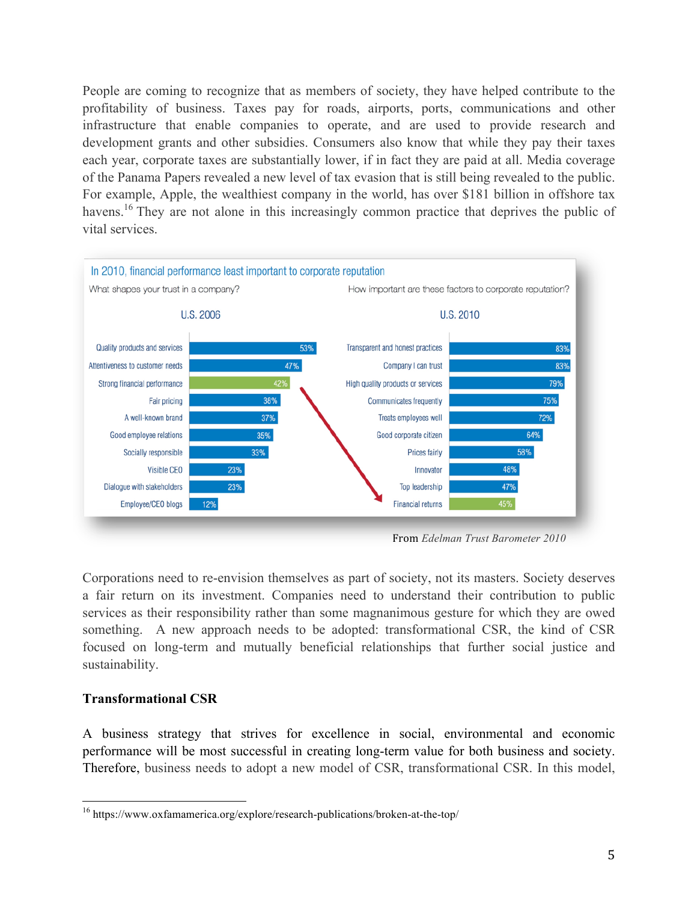People are coming to recognize that as members of society, they have helped contribute to the profitability of business. Taxes pay for roads, airports, ports, communications and other infrastructure that enable companies to operate, and are used to provide research and development grants and other subsidies. Consumers also know that while they pay their taxes each year, corporate taxes are substantially lower, if in fact they are paid at all. Media coverage of the Panama Papers revealed a new level of tax evasion that is still being revealed to the public. For example, Apple, the wealthiest company in the world, has over $181 billion in offshore tax havens.[16] They are not alone in this increasingly common practice that deprives the public of vital services.

**In 2010, financial performance least important to corporate reputation**

What shapes your trust in a company? — U.S. 2006

| Factor | % |
|---|---|
| Quality products and services | 53% |
| Attentiveness to customer needs | 47% |
| Strong financial performance | 42% |
| Fair pricing | 38% |
| A well-known brand | 37% |
| Good employee relations | 35% |
| Socially responsible | 33% |
| Visible CEO | 23% |
| Dialogue with stakeholders | 23% |
| Employee/CEO blogs | 12% |

How important are these factors to corporate reputation? — U.S. 2010

| Factor | % |
|---|---|
| Transparent and honest practices | 83% |
| Company I can trust | 83% |
| High quality products or services | 79% |
| Communicates frequently | 75% |
| Treats employees well | 72% |
| Good corporate citizen | 64% |
| Prices fairly | 58% |
| Innovator | 48% |
| Top leadership | 47% |
| Financial returns | 45% |

From *Edelman Trust Barometer 2010*

Corporations need to re-envision themselves as part of society, not its masters. Society deserves a fair return on its investment. Companies need to understand their contribution to public services as their responsibility rather than some magnanimous gesture for which they are owed something. A new approach needs to be adopted: transformational CSR, the kind of CSR focused on long-term and mutually beneficial relationships that further social justice and sustainability.

**Transformational CSR**

A business strategy that strives for excellence in social, environmental and economic performance will be most successful in creating long-term value for both business and society. Therefore, business needs to adopt a new model of CSR, transformational CSR. In this model,

[16] https://www.oxfamamerica.org/explore/research-publications/broken-at-the-top/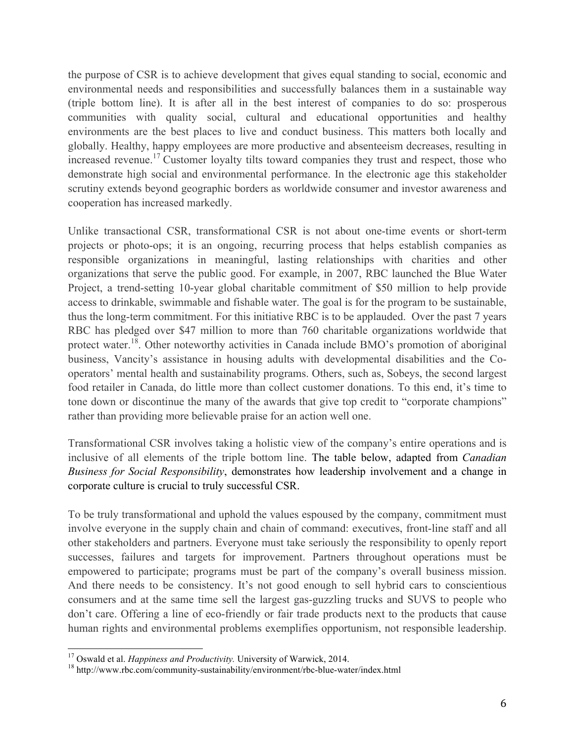the purpose of CSR is to achieve development that gives equal standing to social, economic and environmental needs and responsibilities and successfully balances them in a sustainable way (triple bottom line). It is after all in the best interest of companies to do so: prosperous communities with quality social, cultural and educational opportunities and healthy environments are the best places to live and conduct business. This matters both locally and globally. Healthy, happy employees are more productive and absenteeism decreases, resulting in increased revenue.[17] Customer loyalty tilts toward companies they trust and respect, those who demonstrate high social and environmental performance. In the electronic age this stakeholder scrutiny extends beyond geographic borders as worldwide consumer and investor awareness and cooperation has increased markedly.

Unlike transactional CSR, transformational CSR is not about one-time events or short-term projects or photo-ops; it is an ongoing, recurring process that helps establish companies as responsible organizations in meaningful, lasting relationships with charities and other organizations that serve the public good. For example, in 2007, RBC launched the Blue Water Project, a trend-setting 10-year global charitable commitment of $50 million to help provide access to drinkable, swimmable and fishable water. The goal is for the program to be sustainable, thus the long-term commitment. For this initiative RBC is to be applauded. Over the past 7 years RBC has pledged over $47 million to more than 760 charitable organizations worldwide that protect water.[18]. Other noteworthy activities in Canada include BMO's promotion of aboriginal business, Vancity's assistance in housing adults with developmental disabilities and the Co-operators' mental health and sustainability programs. Others, such as, Sobeys, the second largest food retailer in Canada, do little more than collect customer donations. To this end, it's time to tone down or discontinue the many of the awards that give top credit to "corporate champions" rather than providing more believable praise for an action well one.

Transformational CSR involves taking a holistic view of the company's entire operations and is inclusive of all elements of the triple bottom line. The table below, adapted from *Canadian Business for Social Responsibility*, demonstrates how leadership involvement and a change in corporate culture is crucial to truly successful CSR.

To be truly transformational and uphold the values espoused by the company, commitment must involve everyone in the supply chain and chain of command: executives, front-line staff and all other stakeholders and partners. Everyone must take seriously the responsibility to openly report successes, failures and targets for improvement. Partners throughout operations must be empowered to participate; programs must be part of the company's overall business mission. And there needs to be consistency. It's not good enough to sell hybrid cars to conscientious consumers and at the same time sell the largest gas-guzzling trucks and SUVS to people who don't care. Offering a line of eco-friendly or fair trade products next to the products that cause human rights and environmental problems exemplifies opportunism, not responsible leadership.

---

[17] Oswald et al. *Happiness and Productivity.* University of Warwick, 2014.

[18] http://www.rbc.com/community-sustainability/environment/rbc-blue-water/index.html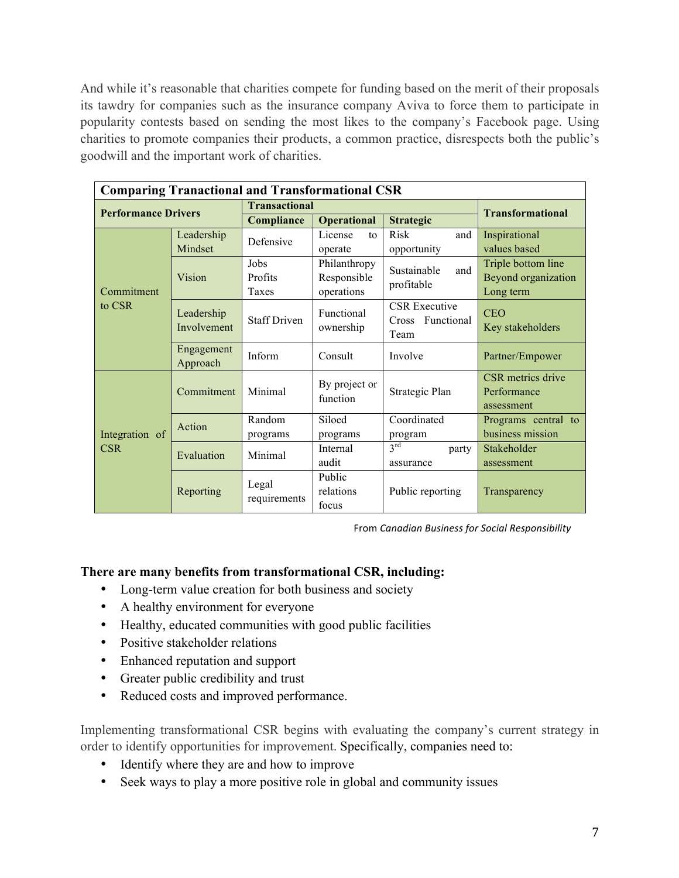And while it's reasonable that charities compete for funding based on the merit of their proposals its tawdry for companies such as the insurance company Aviva to force them to participate in popularity contests based on sending the most likes to the company's Facebook page. Using charities to promote companies their products, a common practice, disrespects both the public's goodwill and the important work of charities.

| **Comparing Tranactional and Transformational CSR** | | | | | |
|---|---|---|---|---|---|
| **Performance Drivers** | | **Transactional** | | | **Transformational** |
| | | **Compliance** | **Operational** | **Strategic** | |
| Commitment to CSR | Leadership Mindset | Defensive | License to operate | Risk and opportunity | Inspirational values based |
| | Vision | Jobs Profits Taxes | Philanthropy Responsible operations | Sustainable and profitable | Triple bottom line Beyond organization Long term |
| | Leadership Involvement | Staff Driven | Functional ownership | CSR Executive Cross Functional Team | CEO Key stakeholders |
| | Engagement Approach | Inform | Consult | Involve | Partner/Empower |
| Integration of CSR | Commitment | Minimal | By project or function | Strategic Plan | CSR metrics drive Performance assessment |
| | Action | Random programs | Siloed programs | Coordinated program | Programs central to business mission |
| | Evaluation | Minimal | Internal audit | 3rd party assurance | Stakeholder assessment |
| | Reporting | Legal requirements | Public relations focus | Public reporting | Transparency |

From *Canadian Business for Social Responsibility*

**There are many benefits from transformational CSR, including:**

- Long-term value creation for both business and society
- A healthy environment for everyone
- Healthy, educated communities with good public facilities
- Positive stakeholder relations
- Enhanced reputation and support
- Greater public credibility and trust
- Reduced costs and improved performance.

Implementing transformational CSR begins with evaluating the company's current strategy in order to identify opportunities for improvement. Specifically, companies need to:

- Identify where they are and how to improve
- Seek ways to play a more positive role in global and community issues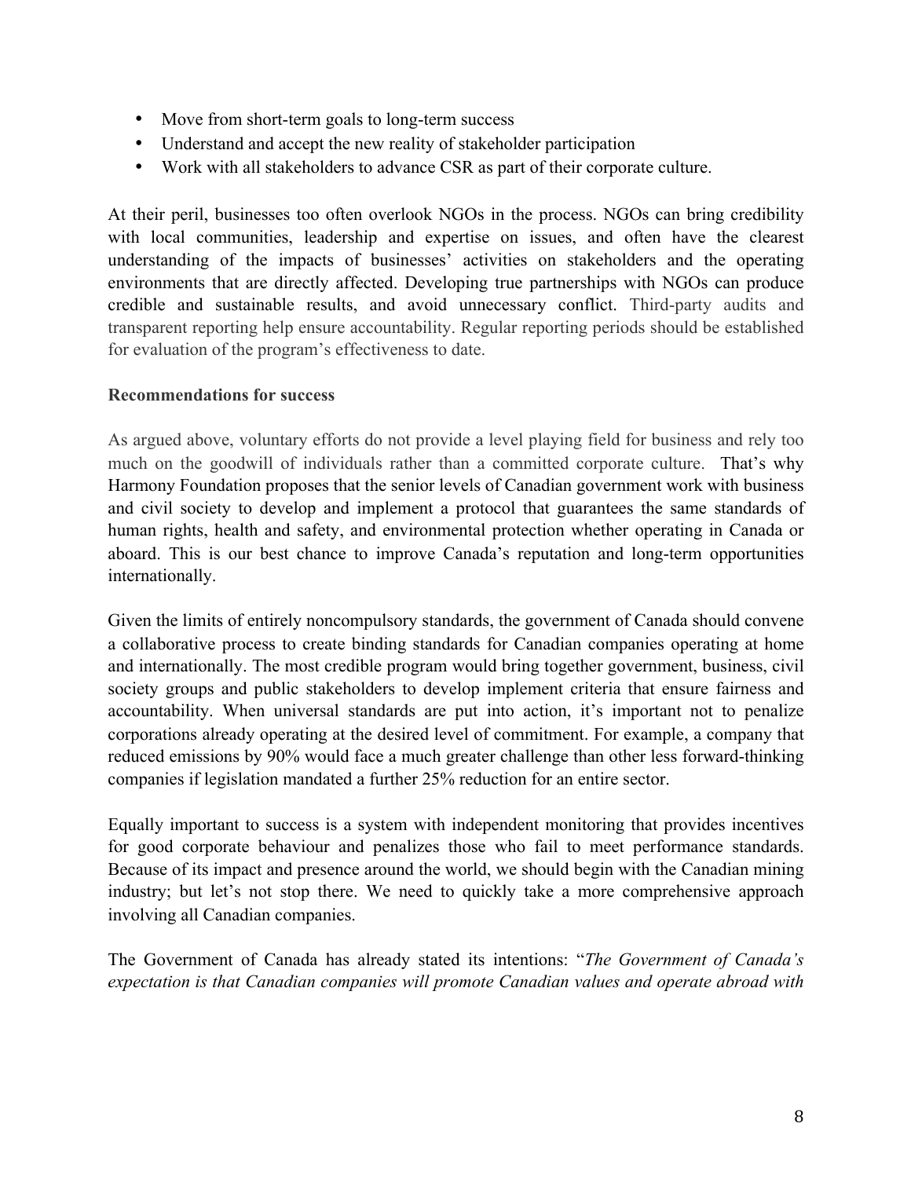- Move from short-term goals to long-term success
- Understand and accept the new reality of stakeholder participation
- Work with all stakeholders to advance CSR as part of their corporate culture.

At their peril, businesses too often overlook NGOs in the process. NGOs can bring credibility with local communities, leadership and expertise on issues, and often have the clearest understanding of the impacts of businesses' activities on stakeholders and the operating environments that are directly affected. Developing true partnerships with NGOs can produce credible and sustainable results, and avoid unnecessary conflict. Third-party audits and transparent reporting help ensure accountability. Regular reporting periods should be established for evaluation of the program's effectiveness to date.

**Recommendations for success**

As argued above, voluntary efforts do not provide a level playing field for business and rely too much on the goodwill of individuals rather than a committed corporate culture. That's why Harmony Foundation proposes that the senior levels of Canadian government work with business and civil society to develop and implement a protocol that guarantees the same standards of human rights, health and safety, and environmental protection whether operating in Canada or aboard. This is our best chance to improve Canada's reputation and long-term opportunities internationally.

Given the limits of entirely noncompulsory standards, the government of Canada should convene a collaborative process to create binding standards for Canadian companies operating at home and internationally. The most credible program would bring together government, business, civil society groups and public stakeholders to develop implement criteria that ensure fairness and accountability. When universal standards are put into action, it's important not to penalize corporations already operating at the desired level of commitment. For example, a company that reduced emissions by 90% would face a much greater challenge than other less forward-thinking companies if legislation mandated a further 25% reduction for an entire sector.

Equally important to success is a system with independent monitoring that provides incentives for good corporate behaviour and penalizes those who fail to meet performance standards. Because of its impact and presence around the world, we should begin with the Canadian mining industry; but let's not stop there. We need to quickly take a more comprehensive approach involving all Canadian companies.

The Government of Canada has already stated its intentions: "*The Government of Canada's expectation is that Canadian companies will promote Canadian values and operate abroad with*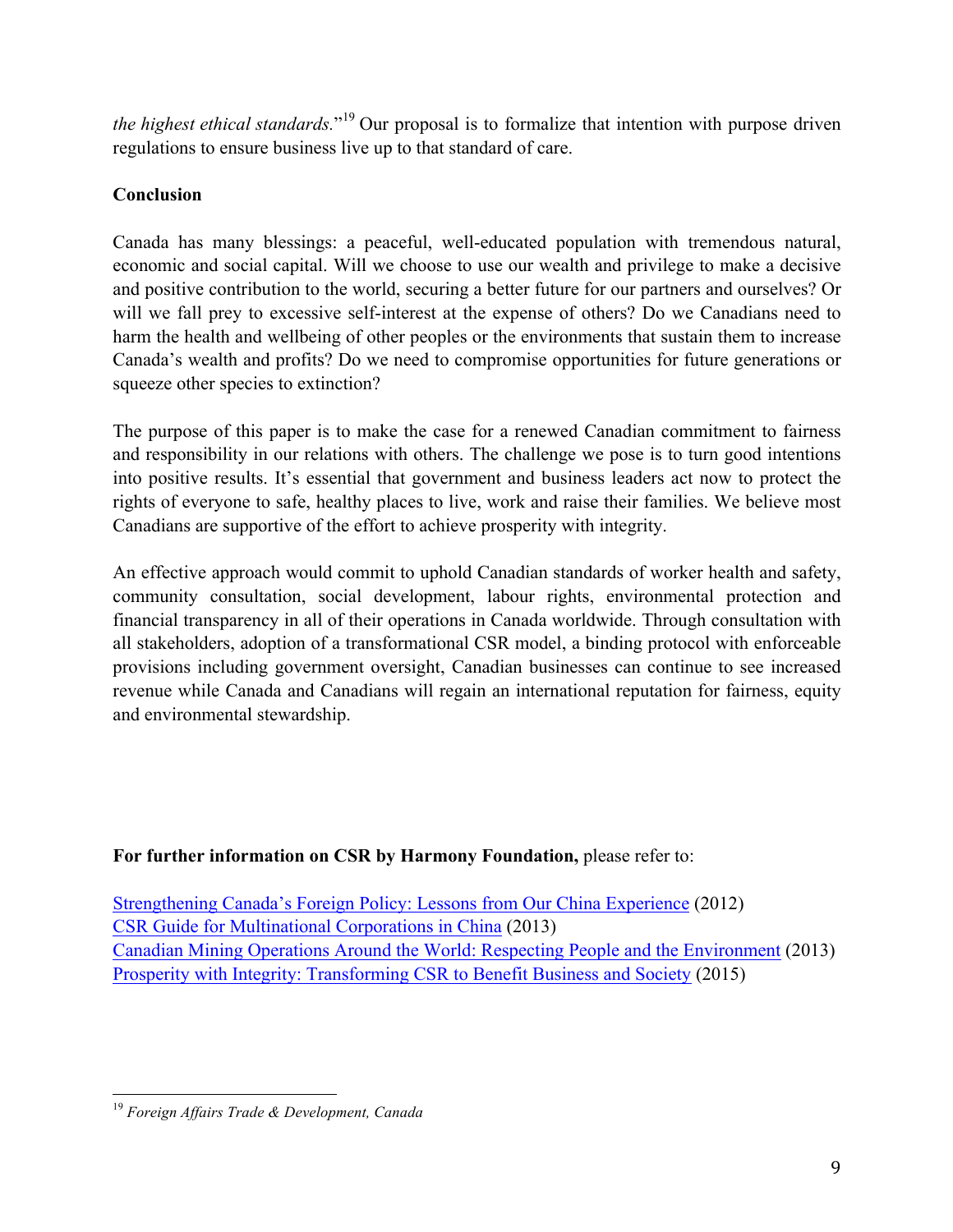*the highest ethical standards.*"[19] Our proposal is to formalize that intention with purpose driven regulations to ensure business live up to that standard of care.

**Conclusion**

Canada has many blessings: a peaceful, well-educated population with tremendous natural, economic and social capital. Will we choose to use our wealth and privilege to make a decisive and positive contribution to the world, securing a better future for our partners and ourselves? Or will we fall prey to excessive self-interest at the expense of others? Do we Canadians need to harm the health and wellbeing of other peoples or the environments that sustain them to increase Canada's wealth and profits? Do we need to compromise opportunities for future generations or squeeze other species to extinction?

The purpose of this paper is to make the case for a renewed Canadian commitment to fairness and responsibility in our relations with others. The challenge we pose is to turn good intentions into positive results. It's essential that government and business leaders act now to protect the rights of everyone to safe, healthy places to live, work and raise their families. We believe most Canadians are supportive of the effort to achieve prosperity with integrity.

An effective approach would commit to uphold Canadian standards of worker health and safety, community consultation, social development, labour rights, environmental protection and financial transparency in all of their operations in Canada worldwide. Through consultation with all stakeholders, adoption of a transformational CSR model, a binding protocol with enforceable provisions including government oversight, Canadian businesses can continue to see increased revenue while Canada and Canadians will regain an international reputation for fairness, equity and environmental stewardship.

**For further information on CSR by Harmony Foundation,** please refer to:

Strengthening Canada's Foreign Policy: Lessons from Our China Experience (2012)
CSR Guide for Multinational Corporations in China (2013)
Canadian Mining Operations Around the World: Respecting People and the Environment (2013)
Prosperity with Integrity: Transforming CSR to Benefit Business and Society (2015)

---

[19] *Foreign Affairs Trade & Development, Canada*